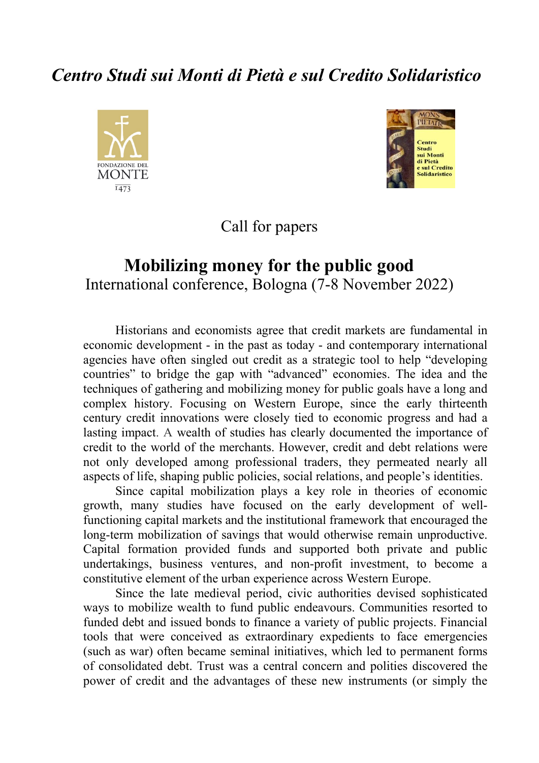*Centro Studi sui Monti di Pietà e sul Credito Solidaristico*

Call for papers

# Mobilizing money for the public good

International conference, Bologna (7-8 November 2022)

Historians and economists agree that credit markets are fundamental in economic development - in the past as today - and contemporary international agencies have often singled out credit as a strategic tool to help "developing countries" to bridge the gap with "advanced" economies. The idea and the techniques of gathering and mobilizing money for public goals have a long and complex history. Focusing on Western Europe, since the early thirteenth century credit innovations were closely tied to economic progress and had a lasting impact. A wealth of studies has clearly documented the importance of credit to the world of the merchants. However, credit and debt relations were not only developed among professional traders, they permeated nearly all aspects of life, shaping public policies, social relations, and people's identities.

Since capital mobilization plays a key role in theories of economic growth, many studies have focused on the early development of well-functioning capital markets and the institutional framework that encouraged the long-term mobilization of savings that would otherwise remain unproductive. Capital formation provided funds and supported both private and public undertakings, business ventures, and non-profit investment, to become a constitutive element of the urban experience across Western Europe.

Since the late medieval period, civic authorities devised sophisticated ways to mobilize wealth to fund public endeavours. Communities resorted to funded debt and issued bonds to finance a variety of public projects. Financial tools that were conceived as extraordinary expedients to face emergencies (such as war) often became seminal initiatives, which led to permanent forms of consolidated debt. Trust was a central concern and polities discovered the power of credit and the advantages of these new instruments (or simply the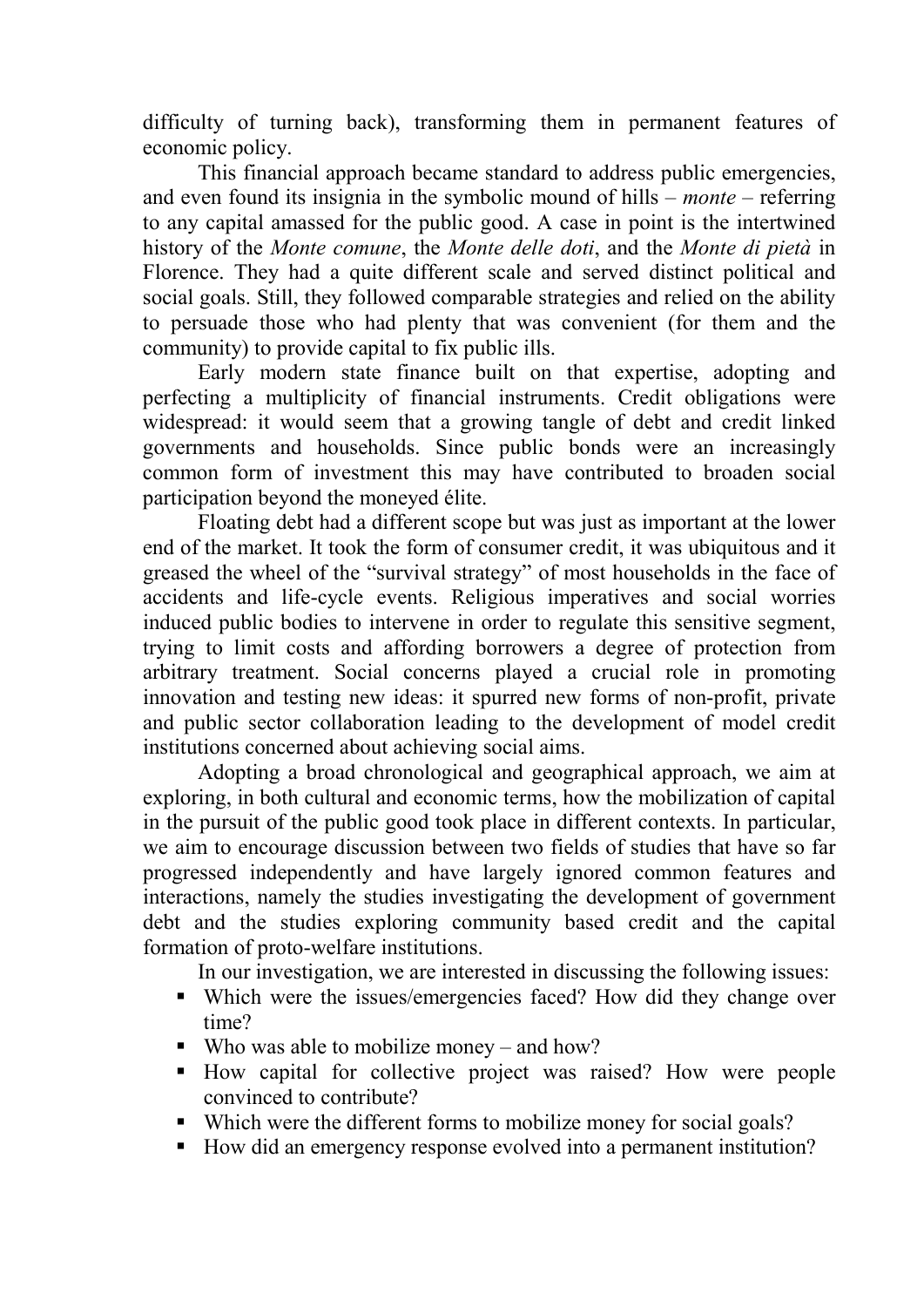difficulty of turning back), transforming them in permanent features of economic policy.

This financial approach became standard to address public emergencies, and even found its insignia in the symbolic mound of hills – *monte* – referring to any capital amassed for the public good. A case in point is the intertwined history of the *Monte comune*, the *Monte delle doti*, and the *Monte di pietà* in Florence. They had a quite different scale and served distinct political and social goals. Still, they followed comparable strategies and relied on the ability to persuade those who had plenty that was convenient (for them and the community) to provide capital to fix public ills.

Early modern state finance built on that expertise, adopting and perfecting a multiplicity of financial instruments. Credit obligations were widespread: it would seem that a growing tangle of debt and credit linked governments and households. Since public bonds were an increasingly common form of investment this may have contributed to broaden social participation beyond the moneyed élite.

Floating debt had a different scope but was just as important at the lower end of the market. It took the form of consumer credit, it was ubiquitous and it greased the wheel of the "survival strategy" of most households in the face of accidents and life-cycle events. Religious imperatives and social worries induced public bodies to intervene in order to regulate this sensitive segment, trying to limit costs and affording borrowers a degree of protection from arbitrary treatment. Social concerns played a crucial role in promoting innovation and testing new ideas: it spurred new forms of non-profit, private and public sector collaboration leading to the development of model credit institutions concerned about achieving social aims.

Adopting a broad chronological and geographical approach, we aim at exploring, in both cultural and economic terms, how the mobilization of capital in the pursuit of the public good took place in different contexts. In particular, we aim to encourage discussion between two fields of studies that have so far progressed independently and have largely ignored common features and interactions, namely the studies investigating the development of government debt and the studies exploring community based credit and the capital formation of proto-welfare institutions.

In our investigation, we are interested in discussing the following issues:

- Which were the issues/emergencies faced? How did they change over time?
- Who was able to mobilize money – and how?
- How capital for collective project was raised? How were people convinced to contribute?
- Which were the different forms to mobilize money for social goals?
- How did an emergency response evolved into a permanent institution?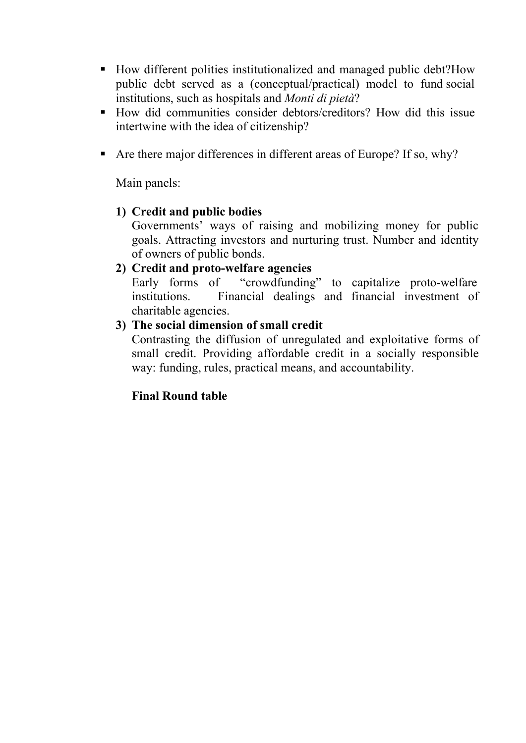- How different polities institutionalized and managed public debt?How public debt served as a (conceptual/practical) model to fund social institutions, such as hospitals and *Monti di pietà*?
- How did communities consider debtors/creditors? How did this issue intertwine with the idea of citizenship?

- Are there major differences in different areas of Europe? If so, why?

Main panels:

1) **Credit and public bodies**
   Governments' ways of raising and mobilizing money for public goals. Attracting investors and nurturing trust. Number and identity of owners of public bonds.
2) **Credit and proto-welfare agencies**
   Early forms of "crowdfunding" to capitalize proto-welfare institutions. Financial dealings and financial investment of charitable agencies.
3) **The social dimension of small credit**
   Contrasting the diffusion of unregulated and exploitative forms of small credit. Providing affordable credit in a socially responsible way: funding, rules, practical means, and accountability.

**Final Round table**